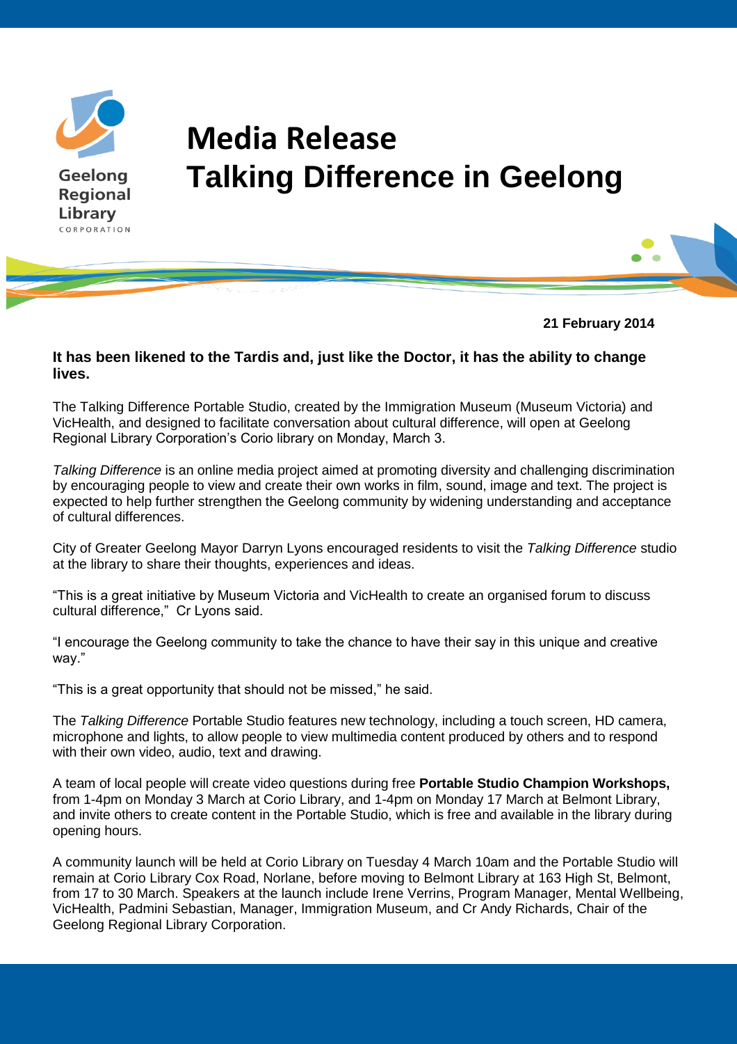Geelong Regional Library CORPORATION

# Media Release
# Talking Difference in Geelong

**21 February 2014**

**It has been likened to the Tardis and, just like the Doctor, it has the ability to change lives.**

The Talking Difference Portable Studio, created by the Immigration Museum (Museum Victoria) and VicHealth, and designed to facilitate conversation about cultural difference, will open at Geelong Regional Library Corporation's Corio library on Monday, March 3.

*Talking Difference* is an online media project aimed at promoting diversity and challenging discrimination by encouraging people to view and create their own works in film, sound, image and text. The project is expected to help further strengthen the Geelong community by widening understanding and acceptance of cultural differences.

City of Greater Geelong Mayor Darryn Lyons encouraged residents to visit the *Talking Difference* studio at the library to share their thoughts, experiences and ideas.

"This is a great initiative by Museum Victoria and VicHealth to create an organised forum to discuss cultural difference," Cr Lyons said.

"I encourage the Geelong community to take the chance to have their say in this unique and creative way."

"This is a great opportunity that should not be missed," he said.

The *Talking Difference* Portable Studio features new technology, including a touch screen, HD camera, microphone and lights, to allow people to view multimedia content produced by others and to respond with their own video, audio, text and drawing.

A team of local people will create video questions during free **Portable Studio Champion Workshops,** from 1-4pm on Monday 3 March at Corio Library, and 1-4pm on Monday 17 March at Belmont Library, and invite others to create content in the Portable Studio, which is free and available in the library during opening hours.

A community launch will be held at Corio Library on Tuesday 4 March 10am and the Portable Studio will remain at Corio Library Cox Road, Norlane, before moving to Belmont Library at 163 High St, Belmont, from 17 to 30 March. Speakers at the launch include Irene Verrins, Program Manager, Mental Wellbeing, VicHealth, Padmini Sebastian, Manager, Immigration Museum, and Cr Andy Richards, Chair of the Geelong Regional Library Corporation.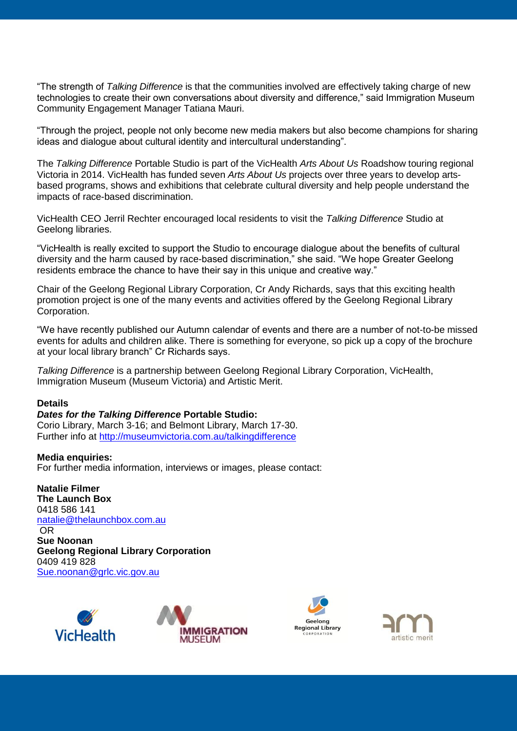"The strength of *Talking Difference* is that the communities involved are effectively taking charge of new technologies to create their own conversations about diversity and difference," said Immigration Museum Community Engagement Manager Tatiana Mauri.

"Through the project, people not only become new media makers but also become champions for sharing ideas and dialogue about cultural identity and intercultural understanding".

The *Talking Difference* Portable Studio is part of the VicHealth *Arts About Us* Roadshow touring regional Victoria in 2014. VicHealth has funded seven *Arts About Us* projects over three years to develop arts-based programs, shows and exhibitions that celebrate cultural diversity and help people understand the impacts of race-based discrimination.

VicHealth CEO Jerril Rechter encouraged local residents to visit the *Talking Difference* Studio at Geelong libraries.

"VicHealth is really excited to support the Studio to encourage dialogue about the benefits of cultural diversity and the harm caused by race-based discrimination," she said. "We hope Greater Geelong residents embrace the chance to have their say in this unique and creative way."

Chair of the Geelong Regional Library Corporation, Cr Andy Richards, says that this exciting health promotion project is one of the many events and activities offered by the Geelong Regional Library Corporation.

"We have recently published our Autumn calendar of events and there are a number of not-to-be missed events for adults and children alike. There is something for everyone, so pick up a copy of the brochure at your local library branch" Cr Richards says.

*Talking Difference* is a partnership between Geelong Regional Library Corporation, VicHealth, Immigration Museum (Museum Victoria) and Artistic Merit.

**Details**
***Dates for the Talking Difference* Portable Studio:**
Corio Library, March 3-16; and Belmont Library, March 17-30.
Further info at http://museumvictoria.com.au/talkingdifference

**Media enquiries:**
For further media information, interviews or images, please contact:

**Natalie Filmer**
**The Launch Box**
0418 586 141
natalie@thelaunchbox.com.au
OR
**Sue Noonan**
**Geelong Regional Library Corporation**
0409 419 828
Sue.noonan@grlc.vic.gov.au

VicHealth | IMMIGRATION MUSEUM | Geelong Regional Library Corporation | artistic merit